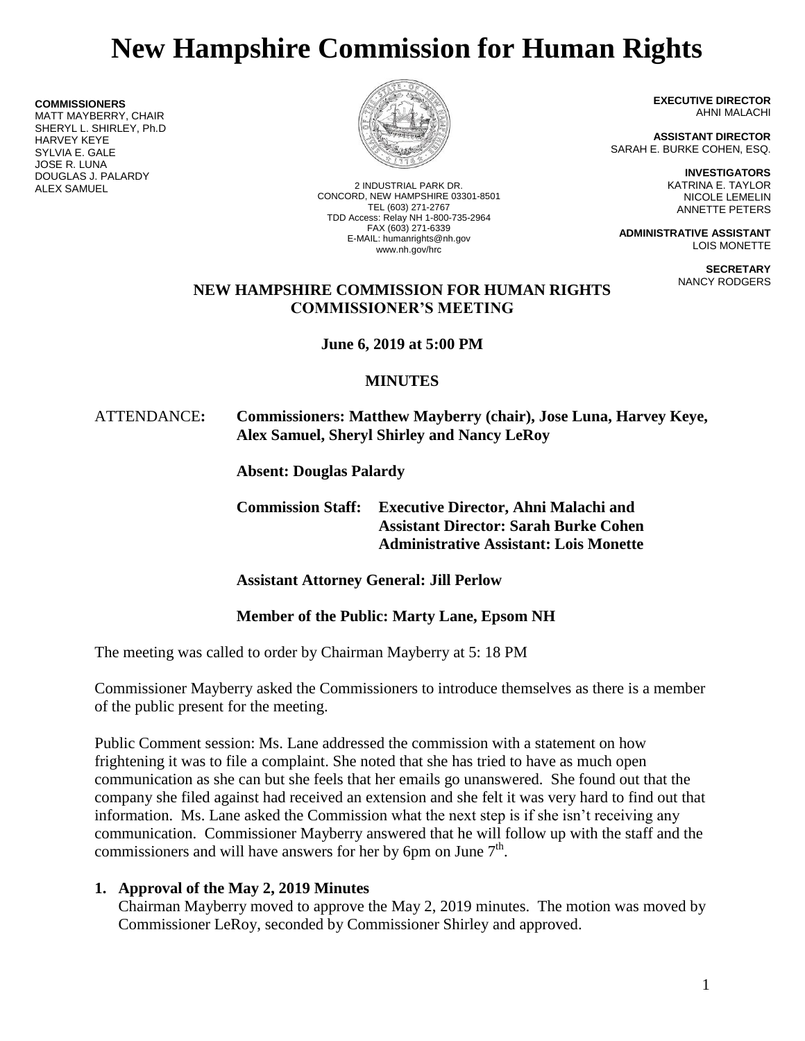# New Hampshire Commission for Human Rights

**COMMISSIONERS**
MATT MAYBERRY, CHAIR
SHERYL L. SHIRLEY, Ph.D
HARVEY KEYE
SYLVIA E. GALE
JOSE R. LUNA
DOUGLAS J. PALARDY
ALEX SAMUEL

2 INDUSTRIAL PARK DR.
CONCORD, NEW HAMPSHIRE 03301-8501
TEL (603) 271-2767
TDD Access: Relay NH 1-800-735-2964
FAX (603) 271-6339
E-MAIL: humanrights@nh.gov
www.nh.gov/hrc

**EXECUTIVE DIRECTOR**
AHNI MALACHI

**ASSISTANT DIRECTOR**
SARAH E. BURKE COHEN, ESQ.

**INVESTIGATORS**
KATRINA E. TAYLOR
NICOLE LEMELIN
ANNETTE PETERS

**ADMINISTRATIVE ASSISTANT**
LOIS MONETTE

**SECRETARY**
NANCY RODGERS

## NEW HAMPSHIRE COMMISSION FOR HUMAN RIGHTS COMMISSIONER'S MEETING

**June 6, 2019 at 5:00 PM**

**MINUTES**

ATTENDANCE: **Commissioners: Matthew Mayberry (chair), Jose Luna, Harvey Keye, Alex Samuel, Sheryl Shirley and Nancy LeRoy**

**Absent: Douglas Palardy**

**Commission Staff: Executive Director, Ahni Malachi and Assistant Director: Sarah Burke Cohen Administrative Assistant: Lois Monette**

**Assistant Attorney General: Jill Perlow**

**Member of the Public: Marty Lane, Epsom NH**

The meeting was called to order by Chairman Mayberry at 5: 18 PM

Commissioner Mayberry asked the Commissioners to introduce themselves as there is a member of the public present for the meeting.

Public Comment session: Ms. Lane addressed the commission with a statement on how frightening it was to file a complaint. She noted that she has tried to have as much open communication as she can but she feels that her emails go unanswered. She found out that the company she filed against had received an extension and she felt it was very hard to find out that information. Ms. Lane asked the Commission what the next step is if she isn't receiving any communication. Commissioner Mayberry answered that he will follow up with the staff and the commissioners and will have answers for her by 6pm on June 7th.

1. **Approval of the May 2, 2019 Minutes**
   Chairman Mayberry moved to approve the May 2, 2019 minutes. The motion was moved by Commissioner LeRoy, seconded by Commissioner Shirley and approved.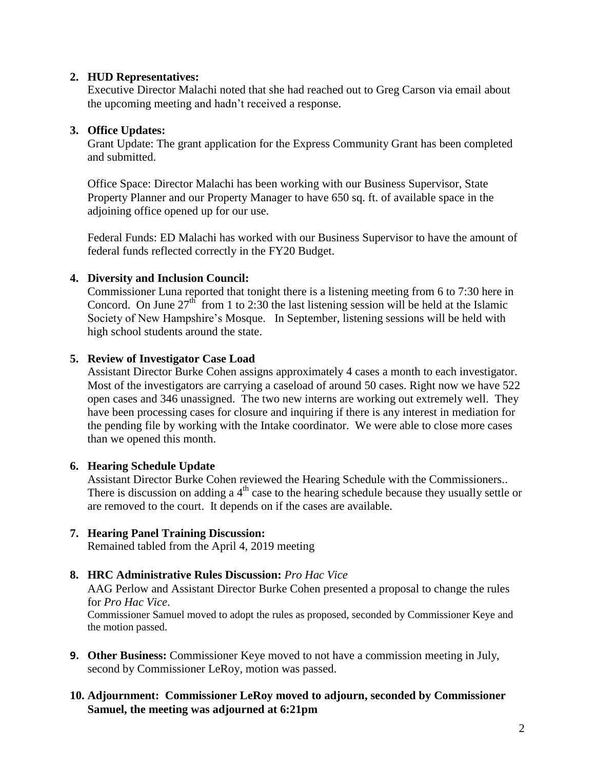2. **HUD Representatives:**
   Executive Director Malachi noted that she had reached out to Greg Carson via email about the upcoming meeting and hadn't received a response.

3. **Office Updates:**
   Grant Update: The grant application for the Express Community Grant has been completed and submitted.

   Office Space: Director Malachi has been working with our Business Supervisor, State Property Planner and our Property Manager to have 650 sq. ft. of available space in the adjoining office opened up for our use.

   Federal Funds: ED Malachi has worked with our Business Supervisor to have the amount of federal funds reflected correctly in the FY20 Budget.

4. **Diversity and Inclusion Council:**
   Commissioner Luna reported that tonight there is a listening meeting from 6 to 7:30 here in Concord. On June 27th from 1 to 2:30 the last listening session will be held at the Islamic Society of New Hampshire's Mosque. In September, listening sessions will be held with high school students around the state.

5. **Review of Investigator Case Load**
   Assistant Director Burke Cohen assigns approximately 4 cases a month to each investigator. Most of the investigators are carrying a caseload of around 50 cases. Right now we have 522 open cases and 346 unassigned. The two new interns are working out extremely well. They have been processing cases for closure and inquiring if there is any interest in mediation for the pending file by working with the Intake coordinator. We were able to close more cases than we opened this month.

6. **Hearing Schedule Update**
   Assistant Director Burke Cohen reviewed the Hearing Schedule with the Commissioners.. There is discussion on adding a 4th case to the hearing schedule because they usually settle or are removed to the court. It depends on if the cases are available.

7. **Hearing Panel Training Discussion:**
   Remained tabled from the April 4, 2019 meeting

8. **HRC Administrative Rules Discussion:** *Pro Hac Vice*
   AAG Perlow and Assistant Director Burke Cohen presented a proposal to change the rules for *Pro Hac Vice*.
   Commissioner Samuel moved to adopt the rules as proposed, seconded by Commissioner Keye and the motion passed.

9. **Other Business:** Commissioner Keye moved to not have a commission meeting in July, second by Commissioner LeRoy, motion was passed.

10. **Adjournment: Commissioner LeRoy moved to adjourn, seconded by Commissioner Samuel, the meeting was adjourned at 6:21pm**